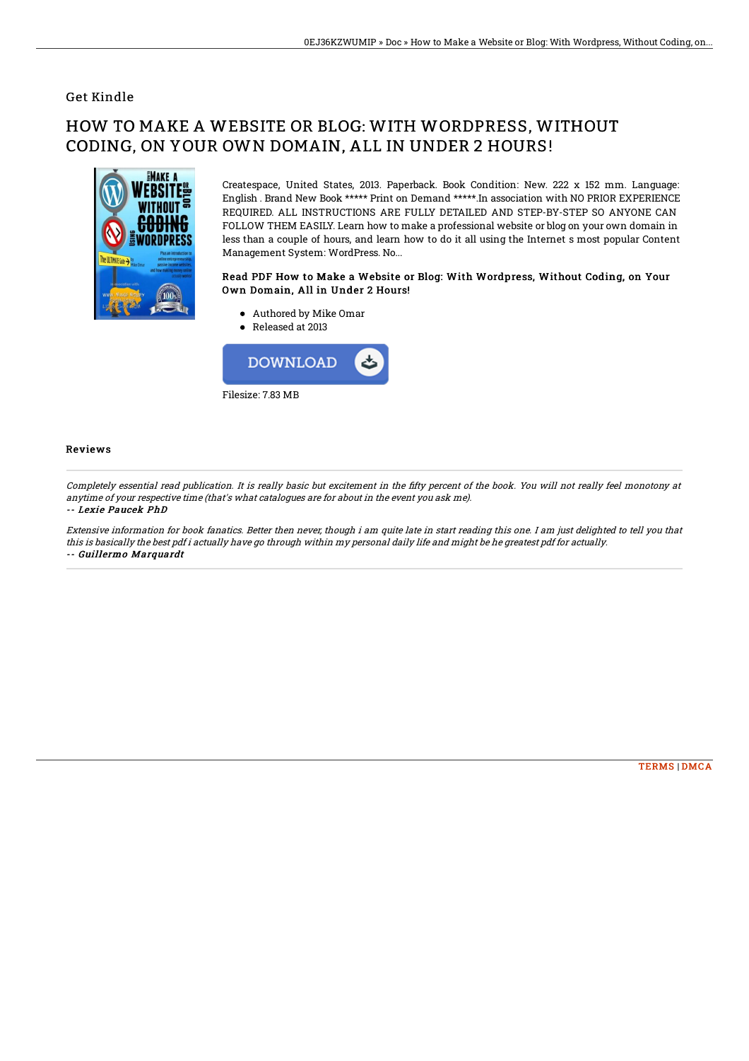Get Kindle

# HOW TO MAKE A WEBSITE OR BLOG: WITH WORDPRESS, WITHOUT CODING, ON YOUR OWN DOMAIN, ALL IN UNDER 2 HOURS!

Createspace, United States, 2013. Paperback. Book Condition: New. 222 x 152 mm. Language: English . Brand New Book ***** Print on Demand *****.In association with NO PRIOR EXPERIENCE REQUIRED. ALL INSTRUCTIONS ARE FULLY DETAILED AND STEP-BY-STEP SO ANYONE CAN FOLLOW THEM EASILY. Learn how to make a professional website or blog on your own domain in less than a couple of hours, and learn how to do it all using the Internet s most popular Content Management System: WordPress. No...

### Read PDF How to Make a Website or Blog: With Wordpress, Without Coding, on Your Own Domain, All in Under 2 Hours!

- Authored by Mike Omar
- Released at 2013

DOWNLOAD

Filesize: 7.83 MB

## Reviews

*Completely essential read publication. It is really basic but excitement in the fifty percent of the book. You will not really feel monotony at anytime of your respective time (that's what catalogues are for about in the event you ask me).*

*-- Lexie Paucek PhD*

*Extensive information for book fanatics. Better then never, though i am quite late in start reading this one. I am just delighted to tell you that this is basically the best pdf i actually have go through within my personal daily life and might be he greatest pdf for actually.*

*-- Guillermo Marquardt*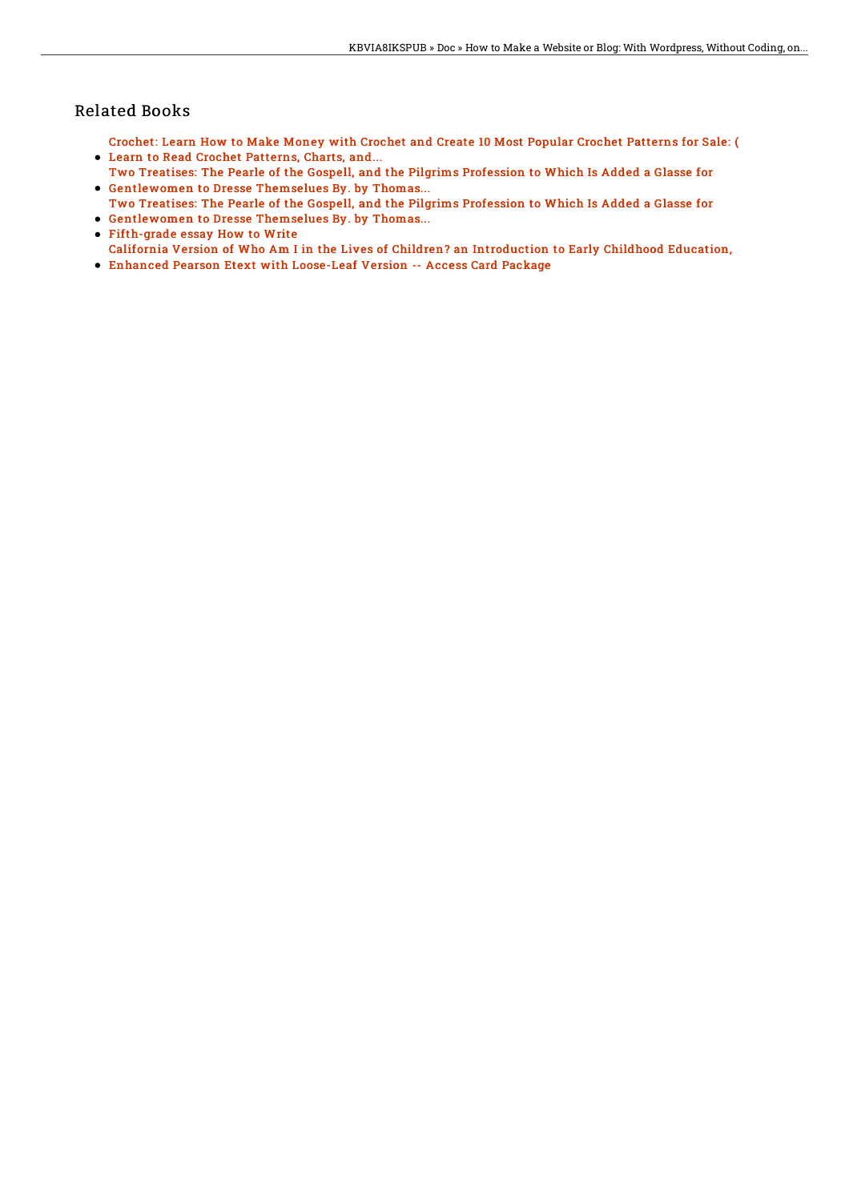## Related Books

- Crochet: Learn How to Make Money with Crochet and Create 10 Most Popular Crochet Patterns for Sale: ( Learn to Read Crochet Patterns, Charts, and...
- Two Treatises: The Pearle of the Gospell, and the Pilgrims Profession to Which Is Added a Glasse for Gentlewomen to Dresse Themselues By. by Thomas...
- Two Treatises: The Pearle of the Gospell, and the Pilgrims Profession to Which Is Added a Glasse for Gentlewomen to Dresse Themselues By. by Thomas...
- Fifth-grade essay How to Write
- California Version of Who Am I in the Lives of Children? an Introduction to Early Childhood Education, Enhanced Pearson Etext with Loose-Leaf Version -- Access Card Package